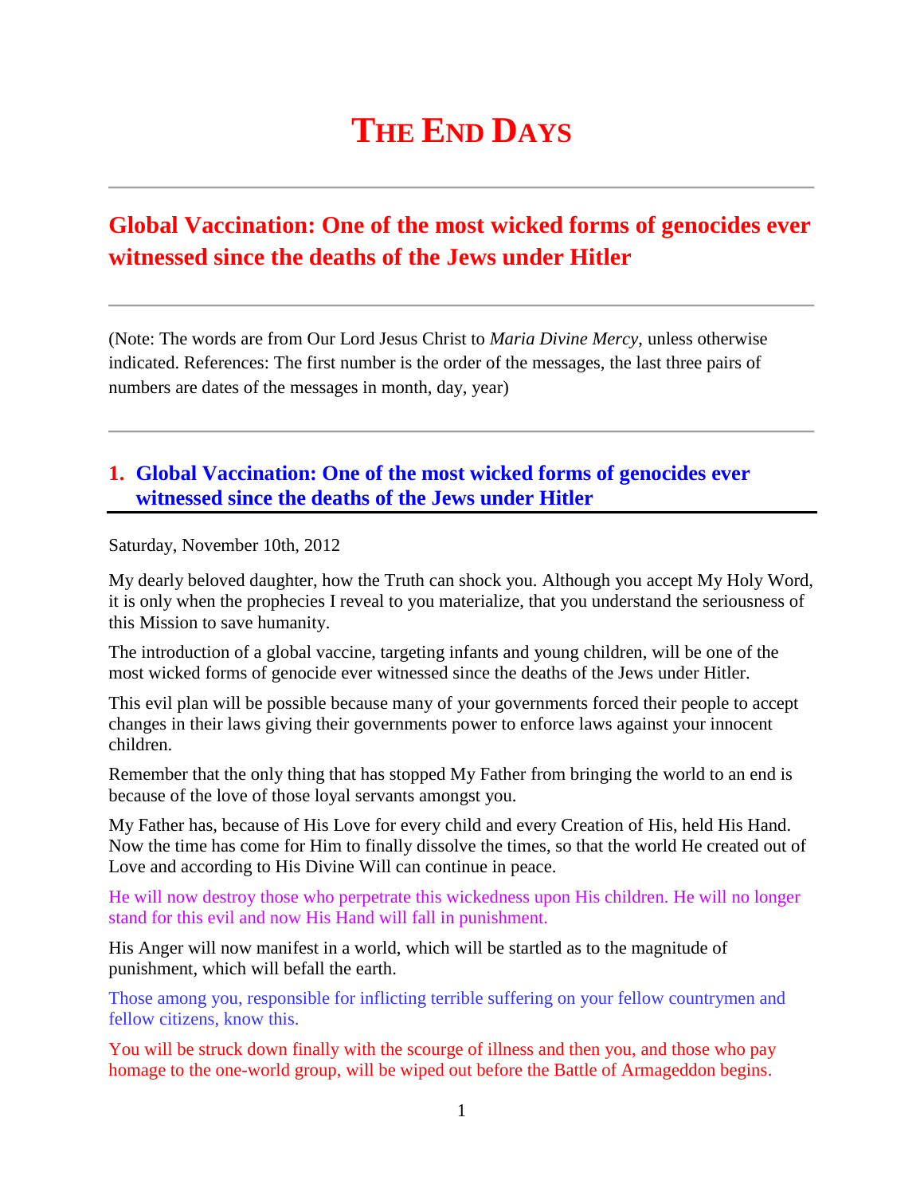# THE END DAYS

## Global Vaccination: One of the most wicked forms of genocides ever witnessed since the deaths of the Jews under Hitler

(Note: The words are from Our Lord Jesus Christ to *Maria Divine Mercy*, unless otherwise indicated. References: The first number is the order of the messages, the last three pairs of numbers are dates of the messages in month, day, year)

### 1. Global Vaccination: One of the most wicked forms of genocides ever witnessed since the deaths of the Jews under Hitler

Saturday, November 10th, 2012

My dearly beloved daughter, how the Truth can shock you. Although you accept My Holy Word, it is only when the prophecies I reveal to you materialize, that you understand the seriousness of this Mission to save humanity.

The introduction of a global vaccine, targeting infants and young children, will be one of the most wicked forms of genocide ever witnessed since the deaths of the Jews under Hitler.

This evil plan will be possible because many of your governments forced their people to accept changes in their laws giving their governments power to enforce laws against your innocent children.

Remember that the only thing that has stopped My Father from bringing the world to an end is because of the love of those loyal servants amongst you.

My Father has, because of His Love for every child and every Creation of His, held His Hand. Now the time has come for Him to finally dissolve the times, so that the world He created out of Love and according to His Divine Will can continue in peace.

He will now destroy those who perpetrate this wickedness upon His children. He will no longer stand for this evil and now His Hand will fall in punishment.

His Anger will now manifest in a world, which will be startled as to the magnitude of punishment, which will befall the earth.

Those among you, responsible for inflicting terrible suffering on your fellow countrymen and fellow citizens, know this.

You will be struck down finally with the scourge of illness and then you, and those who pay homage to the one-world group, will be wiped out before the Battle of Armageddon begins.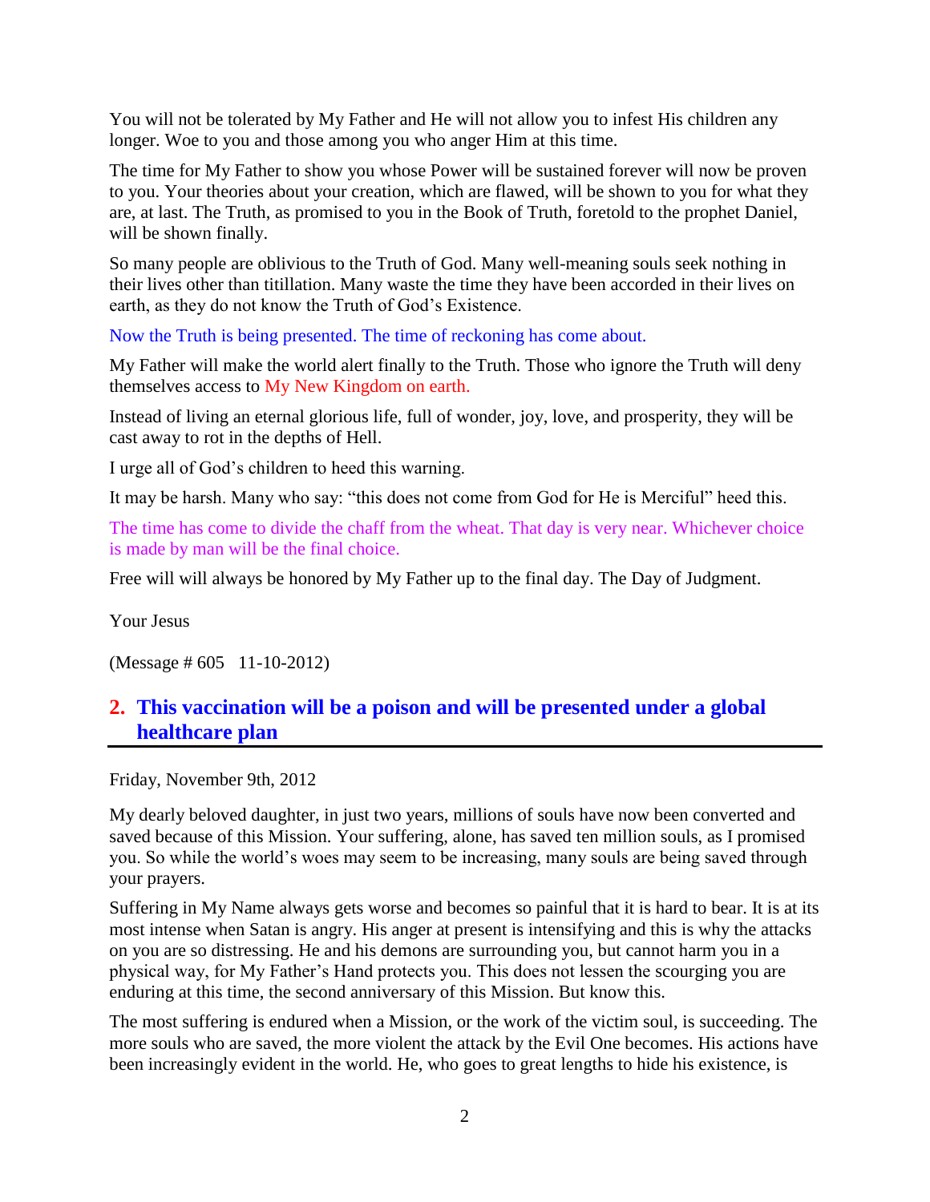You will not be tolerated by My Father and He will not allow you to infest His children any longer. Woe to you and those among you who anger Him at this time.

The time for My Father to show you whose Power will be sustained forever will now be proven to you. Your theories about your creation, which are flawed, will be shown to you for what they are, at last. The Truth, as promised to you in the Book of Truth, foretold to the prophet Daniel, will be shown finally.

So many people are oblivious to the Truth of God. Many well-meaning souls seek nothing in their lives other than titillation. Many waste the time they have been accorded in their lives on earth, as they do not know the Truth of God's Existence.

Now the Truth is being presented. The time of reckoning has come about.

My Father will make the world alert finally to the Truth. Those who ignore the Truth will deny themselves access to My New Kingdom on earth.

Instead of living an eternal glorious life, full of wonder, joy, love, and prosperity, they will be cast away to rot in the depths of Hell.

I urge all of God's children to heed this warning.

It may be harsh. Many who say: "this does not come from God for He is Merciful" heed this.

The time has come to divide the chaff from the wheat. That day is very near. Whichever choice is made by man will be the final choice.

Free will will always be honored by My Father up to the final day. The Day of Judgment.

Your Jesus

(Message # 605 11-10-2012)

## 2. This vaccination will be a poison and will be presented under a global healthcare plan

Friday, November 9th, 2012

My dearly beloved daughter, in just two years, millions of souls have now been converted and saved because of this Mission. Your suffering, alone, has saved ten million souls, as I promised you. So while the world's woes may seem to be increasing, many souls are being saved through your prayers.

Suffering in My Name always gets worse and becomes so painful that it is hard to bear. It is at its most intense when Satan is angry. His anger at present is intensifying and this is why the attacks on you are so distressing. He and his demons are surrounding you, but cannot harm you in a physical way, for My Father's Hand protects you. This does not lessen the scourging you are enduring at this time, the second anniversary of this Mission. But know this.

The most suffering is endured when a Mission, or the work of the victim soul, is succeeding. The more souls who are saved, the more violent the attack by the Evil One becomes. His actions have been increasingly evident in the world. He, who goes to great lengths to hide his existence, is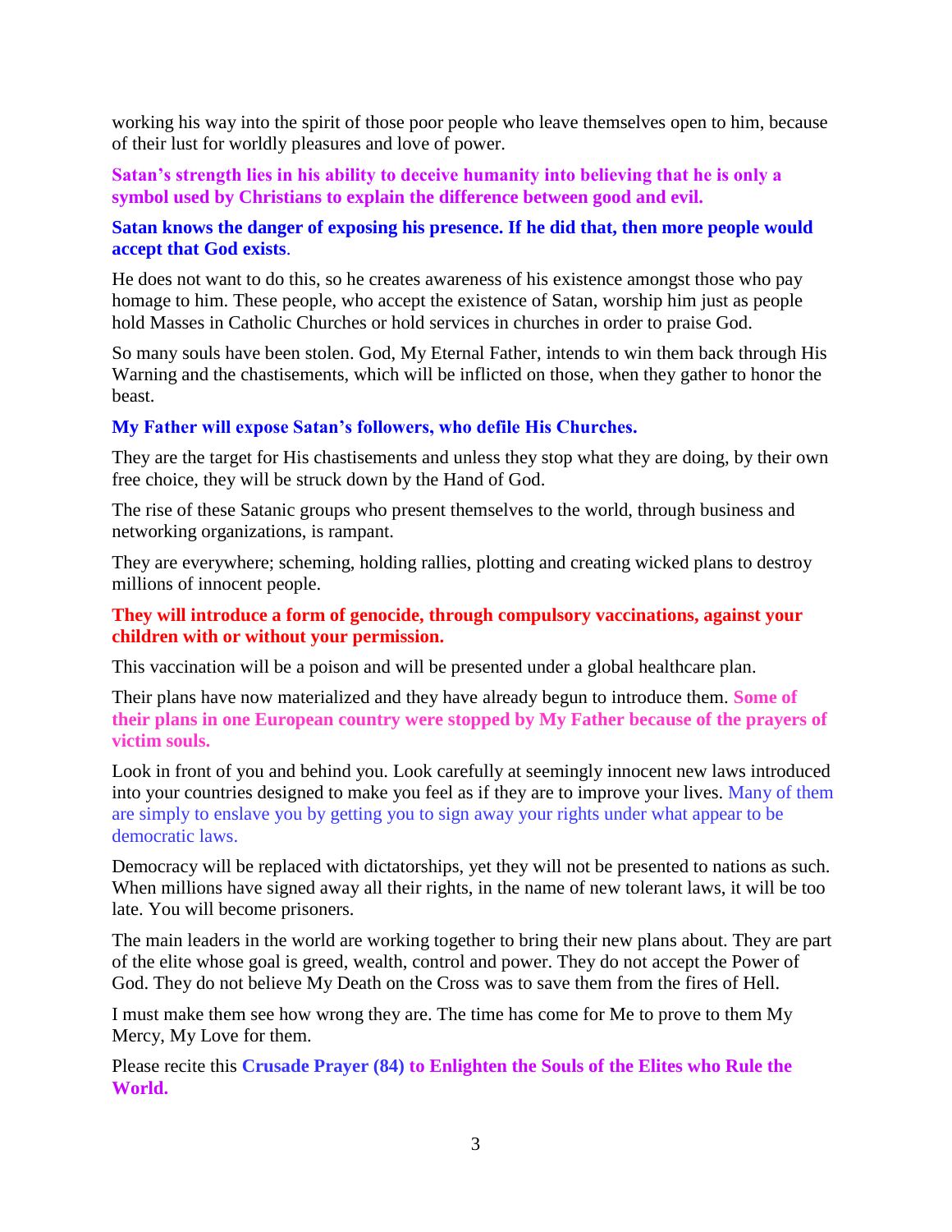working his way into the spirit of those poor people who leave themselves open to him, because of their lust for worldly pleasures and love of power.

**Satan's strength lies in his ability to deceive humanity into believing that he is only a symbol used by Christians to explain the difference between good and evil.**

**Satan knows the danger of exposing his presence. If he did that, then more people would accept that God exists**.

He does not want to do this, so he creates awareness of his existence amongst those who pay homage to him. These people, who accept the existence of Satan, worship him just as people hold Masses in Catholic Churches or hold services in churches in order to praise God.

So many souls have been stolen. God, My Eternal Father, intends to win them back through His Warning and the chastisements, which will be inflicted on those, when they gather to honor the beast.

**My Father will expose Satan's followers, who defile His Churches.**

They are the target for His chastisements and unless they stop what they are doing, by their own free choice, they will be struck down by the Hand of God.

The rise of these Satanic groups who present themselves to the world, through business and networking organizations, is rampant.

They are everywhere; scheming, holding rallies, plotting and creating wicked plans to destroy millions of innocent people.

**They will introduce a form of genocide, through compulsory vaccinations, against your children with or without your permission.**

This vaccination will be a poison and will be presented under a global healthcare plan.

Their plans have now materialized and they have already begun to introduce them. **Some of their plans in one European country were stopped by My Father because of the prayers of victim souls.**

Look in front of you and behind you. Look carefully at seemingly innocent new laws introduced into your countries designed to make you feel as if they are to improve your lives. Many of them are simply to enslave you by getting you to sign away your rights under what appear to be democratic laws.

Democracy will be replaced with dictatorships, yet they will not be presented to nations as such. When millions have signed away all their rights, in the name of new tolerant laws, it will be too late. You will become prisoners.

The main leaders in the world are working together to bring their new plans about. They are part of the elite whose goal is greed, wealth, control and power. They do not accept the Power of God. They do not believe My Death on the Cross was to save them from the fires of Hell.

I must make them see how wrong they are. The time has come for Me to prove to them My Mercy, My Love for them.

Please recite this **Crusade Prayer (84) to Enlighten the Souls of the Elites who Rule the World.**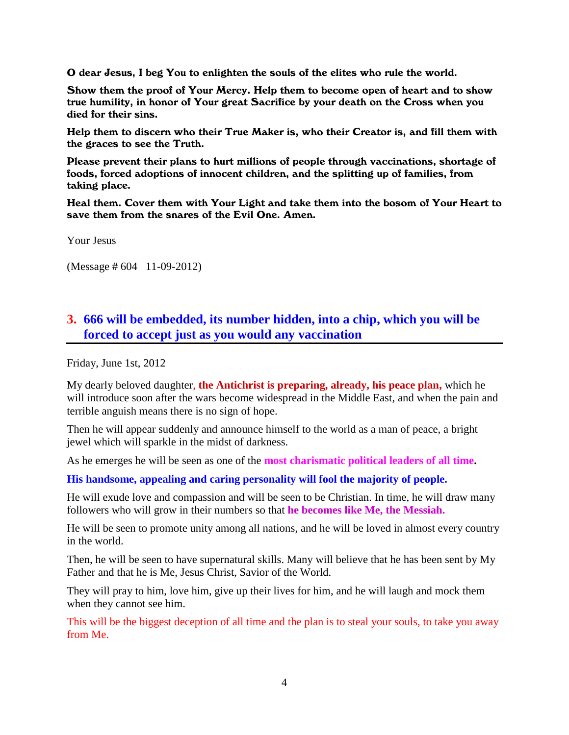**O dear Jesus, I beg You to enlighten the souls of the elites who rule the world.**

**Show them the proof of Your Mercy. Help them to become open of heart and to show true humility, in honor of Your great Sacrifice by your death on the Cross when you died for their sins.**

**Help them to discern who their True Maker is, who their Creator is, and fill them with the graces to see the Truth.**

**Please prevent their plans to hurt millions of people through vaccinations, shortage of foods, forced adoptions of innocent children, and the splitting up of families, from taking place.**

**Heal them. Cover them with Your Light and take them into the bosom of Your Heart to save them from the snares of the Evil One. Amen.**

Your Jesus

(Message # 604 11-09-2012)

## 3. 666 will be embedded, its number hidden, into a chip, which you will be forced to accept just as you would any vaccination

Friday, June 1st, 2012

My dearly beloved daughter, **the Antichrist is preparing, already, his peace plan,** which he will introduce soon after the wars become widespread in the Middle East, and when the pain and terrible anguish means there is no sign of hope.

Then he will appear suddenly and announce himself to the world as a man of peace, a bright jewel which will sparkle in the midst of darkness.

As he emerges he will be seen as one of the **most charismatic political leaders of all time.**

**His handsome, appealing and caring personality will fool the majority of people.**

He will exude love and compassion and will be seen to be Christian. In time, he will draw many followers who will grow in their numbers so that **he becomes like Me, the Messiah.**

He will be seen to promote unity among all nations, and he will be loved in almost every country in the world.

Then, he will be seen to have supernatural skills. Many will believe that he has been sent by My Father and that he is Me, Jesus Christ, Savior of the World.

They will pray to him, love him, give up their lives for him, and he will laugh and mock them when they cannot see him.

This will be the biggest deception of all time and the plan is to steal your souls, to take you away from Me.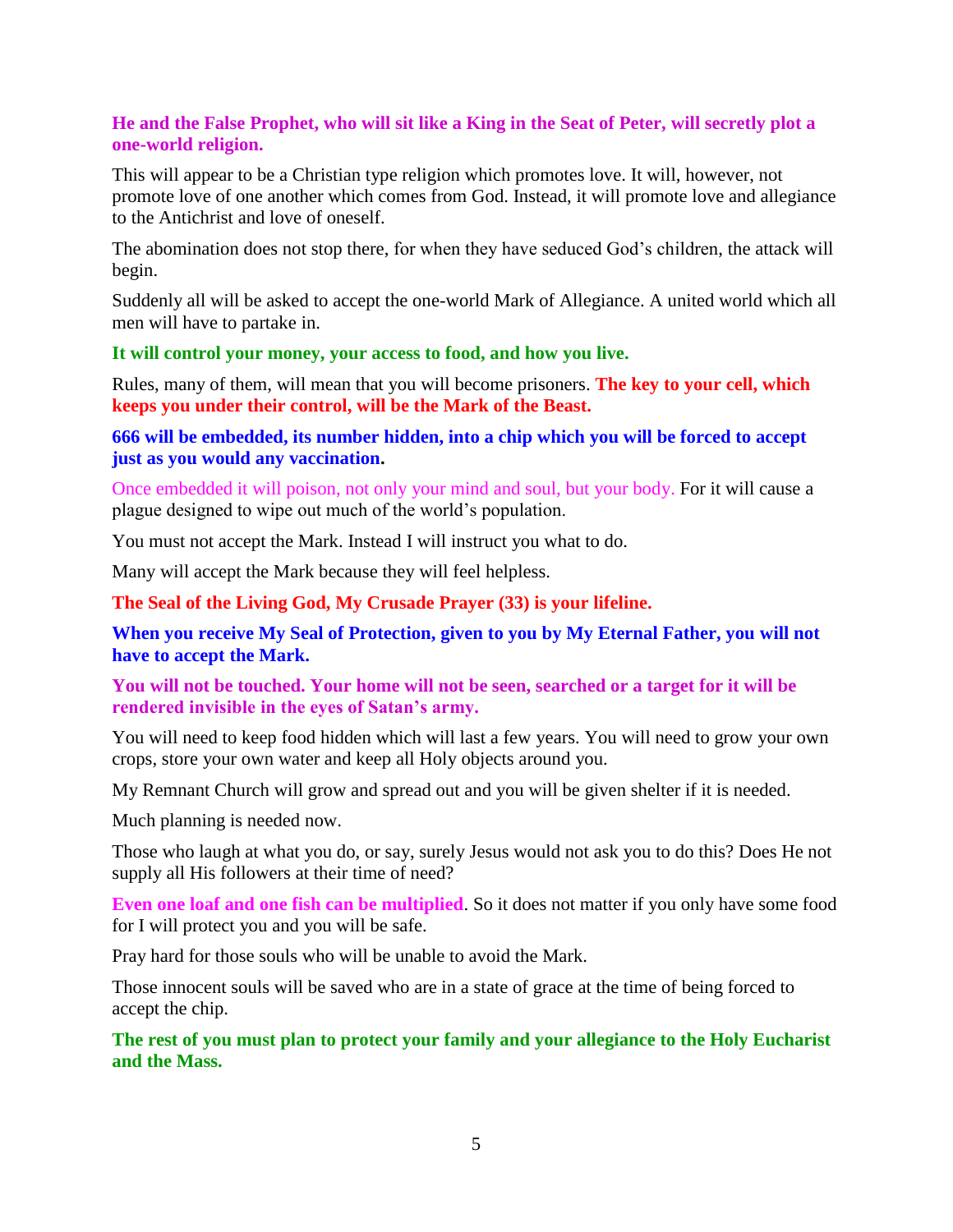**He and the False Prophet, who will sit like a King in the Seat of Peter, will secretly plot a one-world religion.**

This will appear to be a Christian type religion which promotes love. It will, however, not promote love of one another which comes from God. Instead, it will promote love and allegiance to the Antichrist and love of oneself.

The abomination does not stop there, for when they have seduced God's children, the attack will begin.

Suddenly all will be asked to accept the one-world Mark of Allegiance. A united world which all men will have to partake in.

**It will control your money, your access to food, and how you live.**

Rules, many of them, will mean that you will become prisoners. **The key to your cell, which keeps you under their control, will be the Mark of the Beast.**

**666 will be embedded, its number hidden, into a chip which you will be forced to accept just as you would any vaccination.**

Once embedded it will poison, not only your mind and soul, but your body. For it will cause a plague designed to wipe out much of the world's population.

You must not accept the Mark. Instead I will instruct you what to do.

Many will accept the Mark because they will feel helpless.

**The Seal of the Living God, My Crusade Prayer (33) is your lifeline.**

**When you receive My Seal of Protection, given to you by My Eternal Father, you will not have to accept the Mark.**

**You will not be touched. Your home will not be seen, searched or a target for it will be rendered invisible in the eyes of Satan's army.**

You will need to keep food hidden which will last a few years. You will need to grow your own crops, store your own water and keep all Holy objects around you.

My Remnant Church will grow and spread out and you will be given shelter if it is needed.

Much planning is needed now.

Those who laugh at what you do, or say, surely Jesus would not ask you to do this? Does He not supply all His followers at their time of need?

**Even one loaf and one fish can be multiplied**. So it does not matter if you only have some food for I will protect you and you will be safe.

Pray hard for those souls who will be unable to avoid the Mark.

Those innocent souls will be saved who are in a state of grace at the time of being forced to accept the chip.

**The rest of you must plan to protect your family and your allegiance to the Holy Eucharist and the Mass.**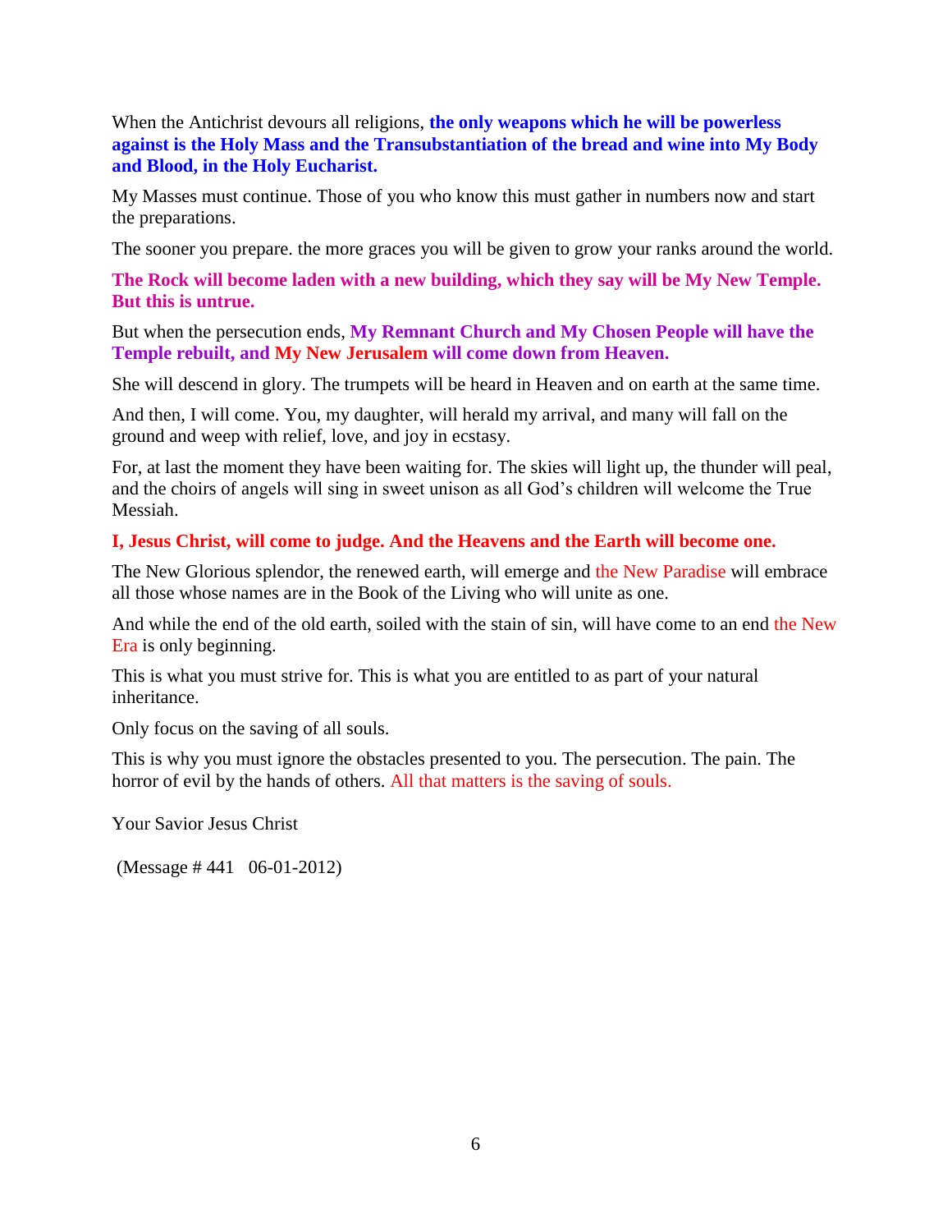When the Antichrist devours all religions, **the only weapons which he will be powerless against is the Holy Mass and the Transubstantiation of the bread and wine into My Body and Blood, in the Holy Eucharist.**

My Masses must continue. Those of you who know this must gather in numbers now and start the preparations.

The sooner you prepare. the more graces you will be given to grow your ranks around the world.

**The Rock will become laden with a new building, which they say will be My New Temple. But this is untrue.**

But when the persecution ends, **My Remnant Church and My Chosen People will have the Temple rebuilt, and My New Jerusalem will come down from Heaven.**

She will descend in glory. The trumpets will be heard in Heaven and on earth at the same time.

And then, I will come. You, my daughter, will herald my arrival, and many will fall on the ground and weep with relief, love, and joy in ecstasy.

For, at last the moment they have been waiting for. The skies will light up, the thunder will peal, and the choirs of angels will sing in sweet unison as all God's children will welcome the True Messiah.

**I, Jesus Christ, will come to judge. And the Heavens and the Earth will become one.**

The New Glorious splendor, the renewed earth, will emerge and the New Paradise will embrace all those whose names are in the Book of the Living who will unite as one.

And while the end of the old earth, soiled with the stain of sin, will have come to an end the New Era is only beginning.

This is what you must strive for. This is what you are entitled to as part of your natural inheritance.

Only focus on the saving of all souls.

This is why you must ignore the obstacles presented to you. The persecution. The pain. The horror of evil by the hands of others. All that matters is the saving of souls.

Your Savior Jesus Christ

(Message # 441   06-01-2012)